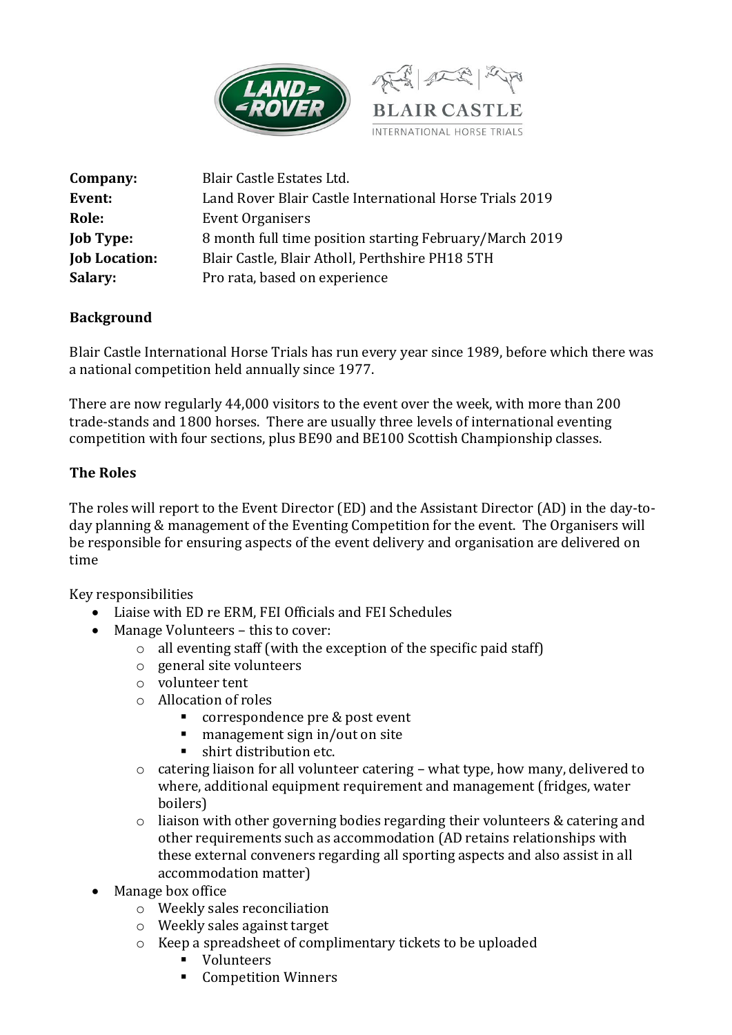| **Company:** | Blair Castle Estates Ltd. |
|---|---|
| **Event:** | Land Rover Blair Castle International Horse Trials 2019 |
| **Role:** | Event Organisers |
| **Job Type:** | 8 month full time position starting February/March 2019 |
| **Job Location:** | Blair Castle, Blair Atholl, Perthshire PH18 5TH |
| **Salary:** | Pro rata, based on experience |

**Background**

Blair Castle International Horse Trials has run every year since 1989, before which there was a national competition held annually since 1977.

There are now regularly 44,000 visitors to the event over the week, with more than 200 trade-stands and 1800 horses. There are usually three levels of international eventing competition with four sections, plus BE90 and BE100 Scottish Championship classes.

**The Roles**

The roles will report to the Event Director (ED) and the Assistant Director (AD) in the day-to-day planning & management of the Eventing Competition for the event. The Organisers will be responsible for ensuring aspects of the event delivery and organisation are delivered on time

Key responsibilities

- Liaise with ED re ERM, FEI Officials and FEI Schedules
- Manage Volunteers – this to cover:
  - all eventing staff (with the exception of the specific paid staff)
  - general site volunteers
  - volunteer tent
  - Allocation of roles
    - correspondence pre & post event
    - management sign in/out on site
    - shirt distribution etc.
  - catering liaison for all volunteer catering – what type, how many, delivered to where, additional equipment requirement and management (fridges, water boilers)
  - liaison with other governing bodies regarding their volunteers & catering and other requirements such as accommodation (AD retains relationships with these external conveners regarding all sporting aspects and also assist in all accommodation matter)
- Manage box office
  - Weekly sales reconciliation
  - Weekly sales against target
  - Keep a spreadsheet of complimentary tickets to be uploaded
    - Volunteers
    - Competition Winners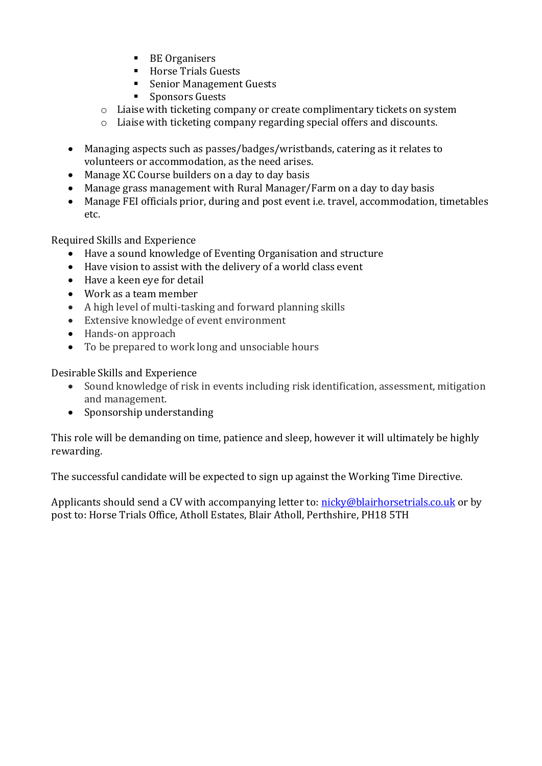- BE Organisers
        - Horse Trials Guests
        - Senior Management Guests
        - Sponsors Guests
    - Liaise with ticketing company or create complimentary tickets on system
    - Liaise with ticketing company regarding special offers and discounts.

- Managing aspects such as passes/badges/wristbands, catering as it relates to volunteers or accommodation, as the need arises.
- Manage XC Course builders on a day to day basis
- Manage grass management with Rural Manager/Farm on a day to day basis
- Manage FEI officials prior, during and post event i.e. travel, accommodation, timetables etc.

Required Skills and Experience

- Have a sound knowledge of Eventing Organisation and structure
- Have vision to assist with the delivery of a world class event
- Have a keen eye for detail
- Work as a team member
- A high level of multi-tasking and forward planning skills
- Extensive knowledge of event environment
- Hands-on approach
- To be prepared to work long and unsociable hours

Desirable Skills and Experience

- Sound knowledge of risk in events including risk identification, assessment, mitigation and management.
- Sponsorship understanding

This role will be demanding on time, patience and sleep, however it will ultimately be highly rewarding.

The successful candidate will be expected to sign up against the Working Time Directive.

Applicants should send a CV with accompanying letter to: nicky@blairhorsetrials.co.uk or by post to: Horse Trials Office, Atholl Estates, Blair Atholl, Perthshire, PH18 5TH